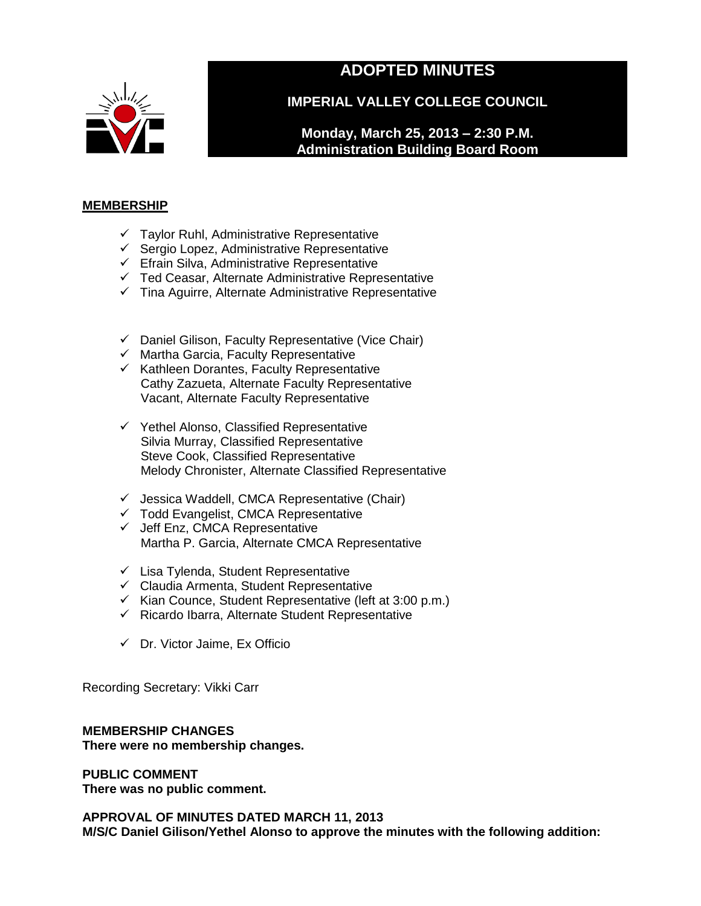# ADOPTED MINUTES

## IMPERIAL VALLEY COLLEGE COUNCIL

**Monday, March 25, 2013 – 2:30 P.M.**
**Administration Building Board Room**

**MEMBERSHIP**

- ✓ Taylor Ruhl, Administrative Representative
- ✓ Sergio Lopez, Administrative Representative
- ✓ Efrain Silva, Administrative Representative
- ✓ Ted Ceasar, Alternate Administrative Representative
- ✓ Tina Aguirre, Alternate Administrative Representative

- ✓ Daniel Gilison, Faculty Representative (Vice Chair)
- ✓ Martha Garcia, Faculty Representative
- ✓ Kathleen Dorantes, Faculty Representative
- Cathy Zazueta, Alternate Faculty Representative
- Vacant, Alternate Faculty Representative

- ✓ Yethel Alonso, Classified Representative
- Silvia Murray, Classified Representative
- Steve Cook, Classified Representative
- Melody Chronister, Alternate Classified Representative

- ✓ Jessica Waddell, CMCA Representative (Chair)
- ✓ Todd Evangelist, CMCA Representative
- ✓ Jeff Enz, CMCA Representative
- Martha P. Garcia, Alternate CMCA Representative

- ✓ Lisa Tylenda, Student Representative
- ✓ Claudia Armenta, Student Representative
- ✓ Kian Counce, Student Representative (left at 3:00 p.m.)
- ✓ Ricardo Ibarra, Alternate Student Representative

- ✓ Dr. Victor Jaime, Ex Officio

Recording Secretary: Vikki Carr

**MEMBERSHIP CHANGES**
**There were no membership changes.**

**PUBLIC COMMENT**
**There was no public comment.**

**APPROVAL OF MINUTES DATED MARCH 11, 2013**
**M/S/C Daniel Gilison/Yethel Alonso to approve the minutes with the following addition:**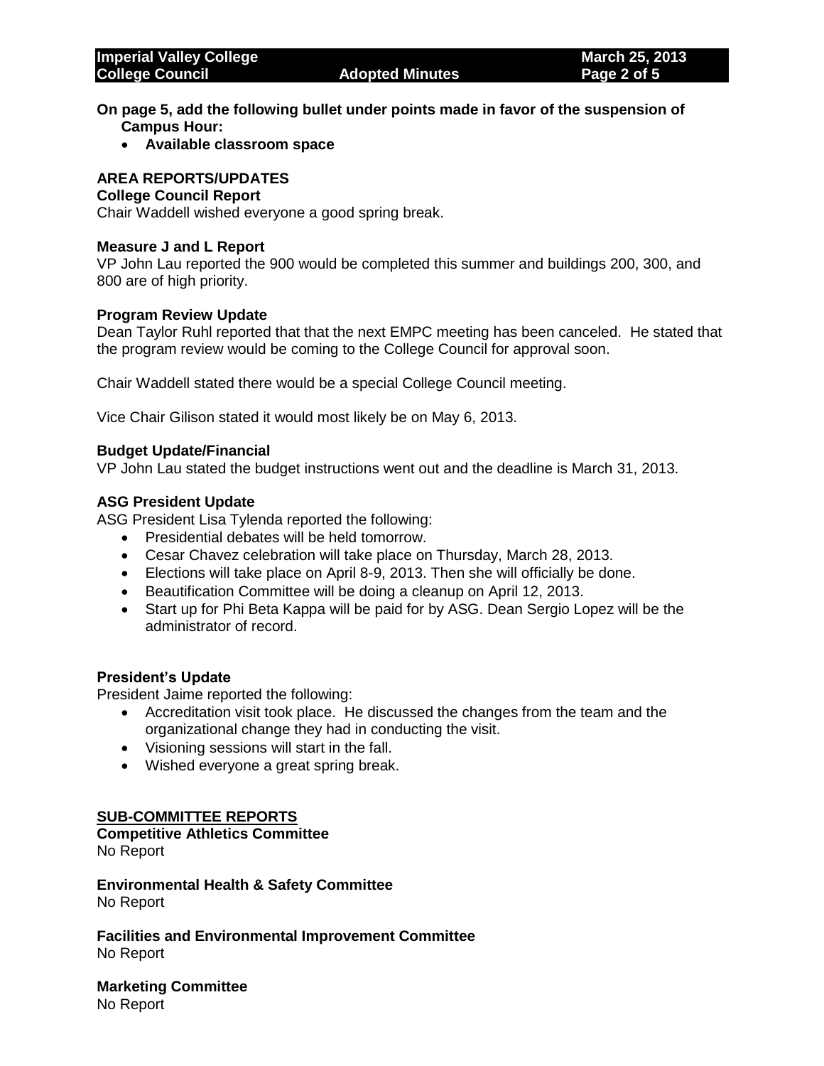**On page 5, add the following bullet under points made in favor of the suspension of Campus Hour:**

- **Available classroom space**

## AREA REPORTS/UPDATES

### College Council Report

Chair Waddell wished everyone a good spring break.

### Measure J and L Report

VP John Lau reported the 900 would be completed this summer and buildings 200, 300, and 800 are of high priority.

### Program Review Update

Dean Taylor Ruhl reported that that the next EMPC meeting has been canceled. He stated that the program review would be coming to the College Council for approval soon.

Chair Waddell stated there would be a special College Council meeting.

Vice Chair Gilison stated it would most likely be on May 6, 2013.

### Budget Update/Financial

VP John Lau stated the budget instructions went out and the deadline is March 31, 2013.

### ASG President Update

ASG President Lisa Tylenda reported the following:

- Presidential debates will be held tomorrow.
- Cesar Chavez celebration will take place on Thursday, March 28, 2013.
- Elections will take place on April 8-9, 2013. Then she will officially be done.
- Beautification Committee will be doing a cleanup on April 12, 2013.
- Start up for Phi Beta Kappa will be paid for by ASG. Dean Sergio Lopez will be the administrator of record.

### President's Update

President Jaime reported the following:

- Accreditation visit took place. He discussed the changes from the team and the organizational change they had in conducting the visit.
- Visioning sessions will start in the fall.
- Wished everyone a great spring break.

## SUB-COMMITTEE REPORTS

### Competitive Athletics Committee

No Report

### Environmental Health & Safety Committee

No Report

### Facilities and Environmental Improvement Committee

No Report

### Marketing Committee

No Report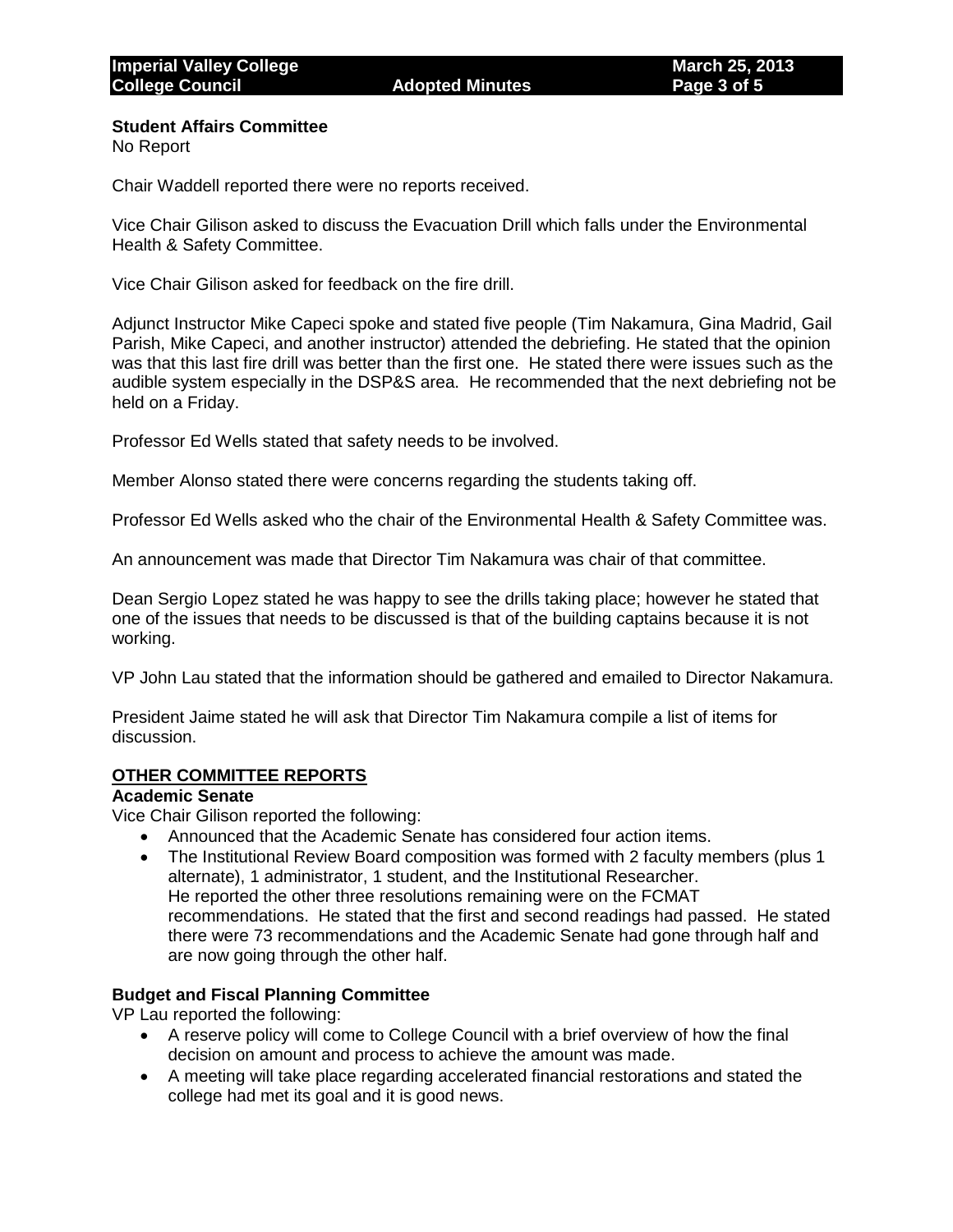**Student Affairs Committee**
No Report

Chair Waddell reported there were no reports received.

Vice Chair Gilison asked to discuss the Evacuation Drill which falls under the Environmental Health & Safety Committee.

Vice Chair Gilison asked for feedback on the fire drill.

Adjunct Instructor Mike Capeci spoke and stated five people (Tim Nakamura, Gina Madrid, Gail Parish, Mike Capeci, and another instructor) attended the debriefing. He stated that the opinion was that this last fire drill was better than the first one. He stated there were issues such as the audible system especially in the DSP&S area. He recommended that the next debriefing not be held on a Friday.

Professor Ed Wells stated that safety needs to be involved.

Member Alonso stated there were concerns regarding the students taking off.

Professor Ed Wells asked who the chair of the Environmental Health & Safety Committee was.

An announcement was made that Director Tim Nakamura was chair of that committee.

Dean Sergio Lopez stated he was happy to see the drills taking place; however he stated that one of the issues that needs to be discussed is that of the building captains because it is not working.

VP John Lau stated that the information should be gathered and emailed to Director Nakamura.

President Jaime stated he will ask that Director Tim Nakamura compile a list of items for discussion.

## OTHER COMMITTEE REPORTS

**Academic Senate**
Vice Chair Gilison reported the following:

- Announced that the Academic Senate has considered four action items.
- The Institutional Review Board composition was formed with 2 faculty members (plus 1 alternate), 1 administrator, 1 student, and the Institutional Researcher.
  He reported the other three resolutions remaining were on the FCMAT recommendations. He stated that the first and second readings had passed. He stated there were 73 recommendations and the Academic Senate had gone through half and are now going through the other half.

**Budget and Fiscal Planning Committee**
VP Lau reported the following:

- A reserve policy will come to College Council with a brief overview of how the final decision on amount and process to achieve the amount was made.
- A meeting will take place regarding accelerated financial restorations and stated the college had met its goal and it is good news.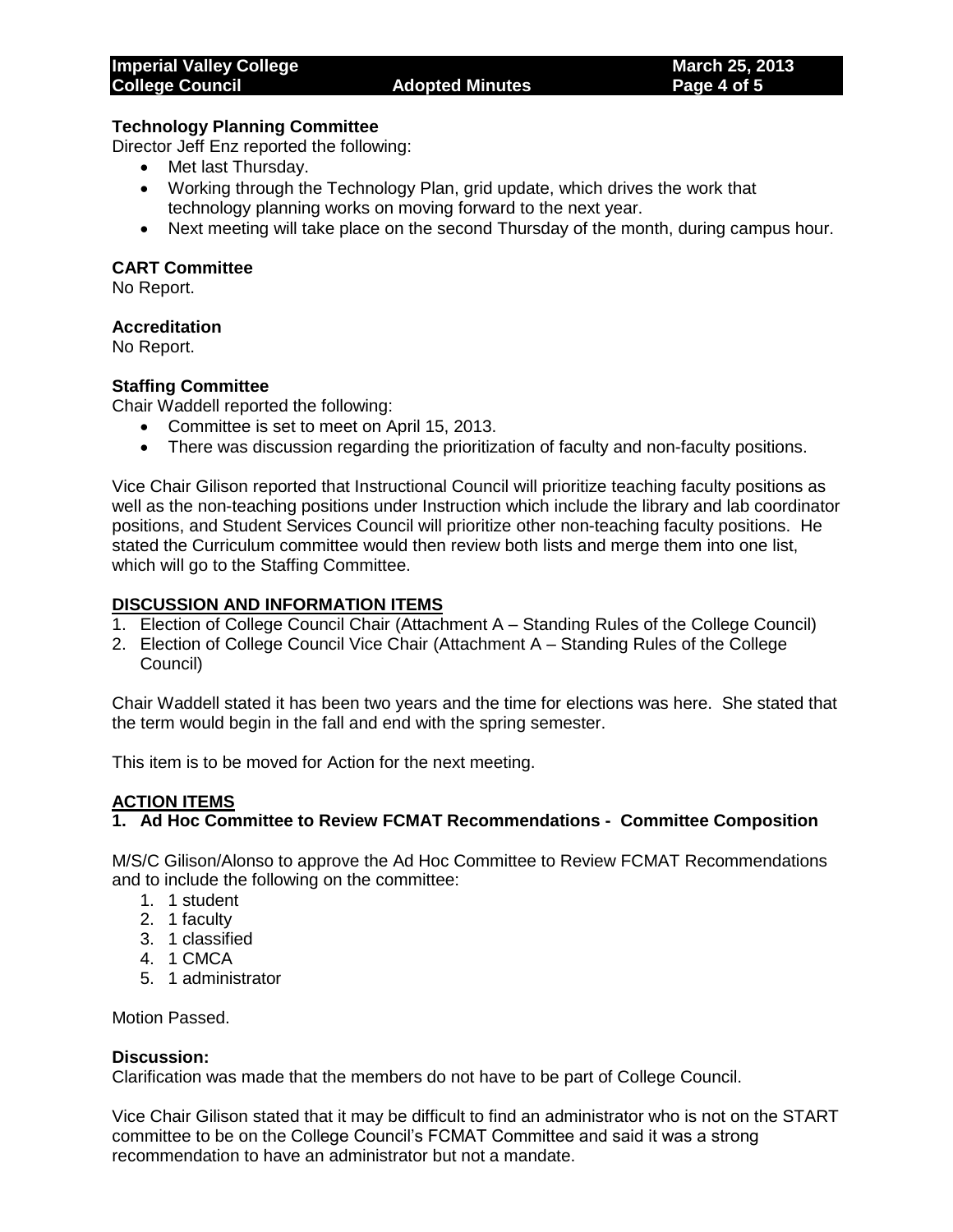### Technology Planning Committee

Director Jeff Enz reported the following:

- Met last Thursday.
- Working through the Technology Plan, grid update, which drives the work that technology planning works on moving forward to the next year.
- Next meeting will take place on the second Thursday of the month, during campus hour.

### CART Committee

No Report.

### Accreditation

No Report.

### Staffing Committee

Chair Waddell reported the following:

- Committee is set to meet on April 15, 2013.
- There was discussion regarding the prioritization of faculty and non-faculty positions.

Vice Chair Gilison reported that Instructional Council will prioritize teaching faculty positions as well as the non-teaching positions under Instruction which include the library and lab coordinator positions, and Student Services Council will prioritize other non-teaching faculty positions. He stated the Curriculum committee would then review both lists and merge them into one list, which will go to the Staffing Committee.

## DISCUSSION AND INFORMATION ITEMS

1. Election of College Council Chair (Attachment A – Standing Rules of the College Council)
2. Election of College Council Vice Chair (Attachment A – Standing Rules of the College Council)

Chair Waddell stated it has been two years and the time for elections was here. She stated that the term would begin in the fall and end with the spring semester.

This item is to be moved for Action for the next meeting.

## ACTION ITEMS

### 1. Ad Hoc Committee to Review FCMAT Recommendations - Committee Composition

M/S/C Gilison/Alonso to approve the Ad Hoc Committee to Review FCMAT Recommendations and to include the following on the committee:

1. 1 student
2. 1 faculty
3. 1 classified
4. 1 CMCA
5. 1 administrator

Motion Passed.

**Discussion:**

Clarification was made that the members do not have to be part of College Council.

Vice Chair Gilison stated that it may be difficult to find an administrator who is not on the START committee to be on the College Council's FCMAT Committee and said it was a strong recommendation to have an administrator but not a mandate.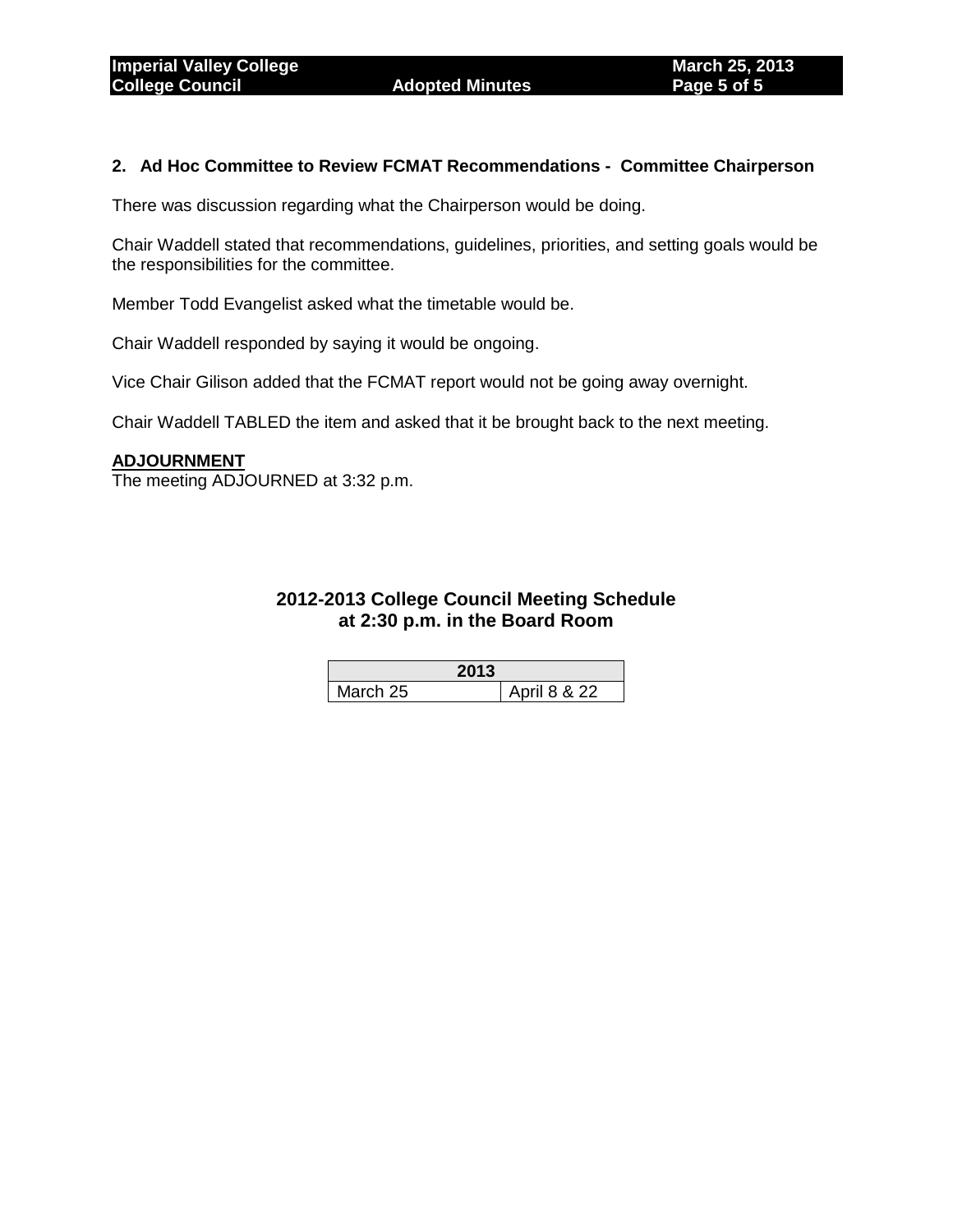**2. Ad Hoc Committee to Review FCMAT Recommendations - Committee Chairperson**

There was discussion regarding what the Chairperson would be doing.

Chair Waddell stated that recommendations, guidelines, priorities, and setting goals would be the responsibilities for the committee.

Member Todd Evangelist asked what the timetable would be.

Chair Waddell responded by saying it would be ongoing.

Vice Chair Gilison added that the FCMAT report would not be going away overnight.

Chair Waddell TABLED the item and asked that it be brought back to the next meeting.

**ADJOURNMENT**

The meeting ADJOURNED at 3:32 p.m.

## 2012-2013 College Council Meeting Schedule at 2:30 p.m. in the Board Room

| 2013 | |
|---|---|
| March 25 | April 8 & 22 |